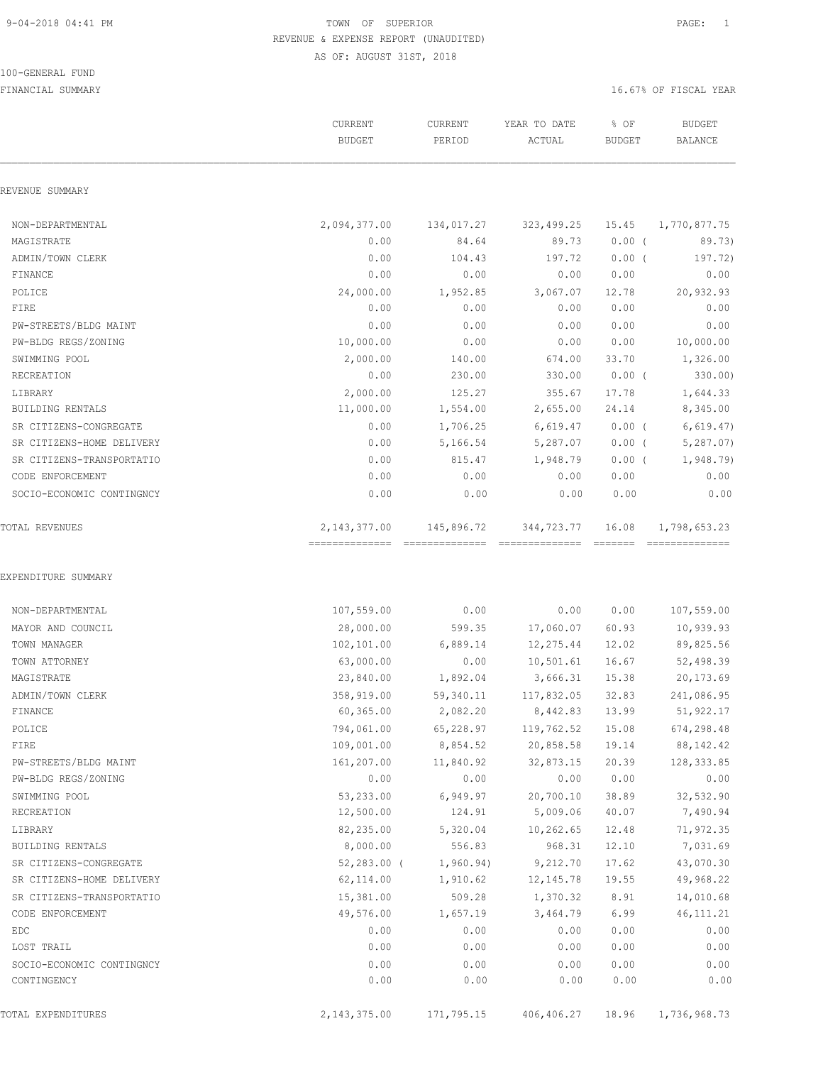9-04-2018 04:41 PM

# TOWN OF SUPERIOR

## REVENUE & EXPENSE REPORT (UNAUDITED)

AS OF: AUGUST 31ST, 2018

100-GENERAL FUND

FINANCIAL SUMMARY — 16.67% OF FISCAL YEAR

| | CURRENT BUDGET | CURRENT PERIOD | YEAR TO DATE ACTUAL | % OF BUDGET | BUDGET BALANCE |
|---|---|---|---|---|---|
| **REVENUE SUMMARY** | | | | | |
| NON-DEPARTMENTAL | 2,094,377.00 | 134,017.27 | 323,499.25 | 15.45 | 1,770,877.75 |
| MAGISTRATE | 0.00 | 84.64 | 89.73 | 0.00 | ( 89.73) |
| ADMIN/TOWN CLERK | 0.00 | 104.43 | 197.72 | 0.00 | ( 197.72) |
| FINANCE | 0.00 | 0.00 | 0.00 | 0.00 | 0.00 |
| POLICE | 24,000.00 | 1,952.85 | 3,067.07 | 12.78 | 20,932.93 |
| FIRE | 0.00 | 0.00 | 0.00 | 0.00 | 0.00 |
| PW-STREETS/BLDG MAINT | 0.00 | 0.00 | 0.00 | 0.00 | 0.00 |
| PW-BLDG REGS/ZONING | 10,000.00 | 0.00 | 0.00 | 0.00 | 10,000.00 |
| SWIMMING POOL | 2,000.00 | 140.00 | 674.00 | 33.70 | 1,326.00 |
| RECREATION | 0.00 | 230.00 | 330.00 | 0.00 | ( 330.00) |
| LIBRARY | 2,000.00 | 125.27 | 355.67 | 17.78 | 1,644.33 |
| BUILDING RENTALS | 11,000.00 | 1,554.00 | 2,655.00 | 24.14 | 8,345.00 |
| SR CITIZENS-CONGREGATE | 0.00 | 1,706.25 | 6,619.47 | 0.00 | ( 6,619.47) |
| SR CITIZENS-HOME DELIVERY | 0.00 | 5,166.54 | 5,287.07 | 0.00 | ( 5,287.07) |
| SR CITIZENS-TRANSPORTATIO | 0.00 | 815.47 | 1,948.79 | 0.00 | ( 1,948.79) |
| CODE ENFORCEMENT | 0.00 | 0.00 | 0.00 | 0.00 | 0.00 |
| SOCIO-ECONOMIC CONTINGNCY | 0.00 | 0.00 | 0.00 | 0.00 | 0.00 |
| TOTAL REVENUES | 2,143,377.00 | 145,896.72 | 344,723.77 | 16.08 | 1,798,653.23 |
| **EXPENDITURE SUMMARY** | | | | | |
| NON-DEPARTMENTAL | 107,559.00 | 0.00 | 0.00 | 0.00 | 107,559.00 |
| MAYOR AND COUNCIL | 28,000.00 | 599.35 | 17,060.07 | 60.93 | 10,939.93 |
| TOWN MANAGER | 102,101.00 | 6,889.14 | 12,275.44 | 12.02 | 89,825.56 |
| TOWN ATTORNEY | 63,000.00 | 0.00 | 10,501.61 | 16.67 | 52,498.39 |
| MAGISTRATE | 23,840.00 | 1,892.04 | 3,666.31 | 15.38 | 20,173.69 |
| ADMIN/TOWN CLERK | 358,919.00 | 59,340.11 | 117,832.05 | 32.83 | 241,086.95 |
| FINANCE | 60,365.00 | 2,082.20 | 8,442.83 | 13.99 | 51,922.17 |
| POLICE | 794,061.00 | 65,228.97 | 119,762.52 | 15.08 | 674,298.48 |
| FIRE | 109,001.00 | 8,854.52 | 20,858.58 | 19.14 | 88,142.42 |
| PW-STREETS/BLDG MAINT | 161,207.00 | 11,840.92 | 32,873.15 | 20.39 | 128,333.85 |
| PW-BLDG REGS/ZONING | 0.00 | 0.00 | 0.00 | 0.00 | 0.00 |
| SWIMMING POOL | 53,233.00 | 6,949.97 | 20,700.10 | 38.89 | 32,532.90 |
| RECREATION | 12,500.00 | 124.91 | 5,009.06 | 40.07 | 7,490.94 |
| LIBRARY | 82,235.00 | 5,320.04 | 10,262.65 | 12.48 | 71,972.35 |
| BUILDING RENTALS | 8,000.00 | 556.83 | 968.31 | 12.10 | 7,031.69 |
| SR CITIZENS-CONGREGATE | 52,283.00 | ( 1,960.94) | 9,212.70 | 17.62 | 43,070.30 |
| SR CITIZENS-HOME DELIVERY | 62,114.00 | 1,910.62 | 12,145.78 | 19.55 | 49,968.22 |
| SR CITIZENS-TRANSPORTATIO | 15,381.00 | 509.28 | 1,370.32 | 8.91 | 14,010.68 |
| CODE ENFORCEMENT | 49,576.00 | 1,657.19 | 3,464.79 | 6.99 | 46,111.21 |
| EDC | 0.00 | 0.00 | 0.00 | 0.00 | 0.00 |
| LOST TRAIL | 0.00 | 0.00 | 0.00 | 0.00 | 0.00 |
| SOCIO-ECONOMIC CONTINGNCY | 0.00 | 0.00 | 0.00 | 0.00 | 0.00 |
| CONTINGENCY | 0.00 | 0.00 | 0.00 | 0.00 | 0.00 |
| TOTAL EXPENDITURES | 2,143,375.00 | 171,795.15 | 406,406.27 | 18.96 | 1,736,968.73 |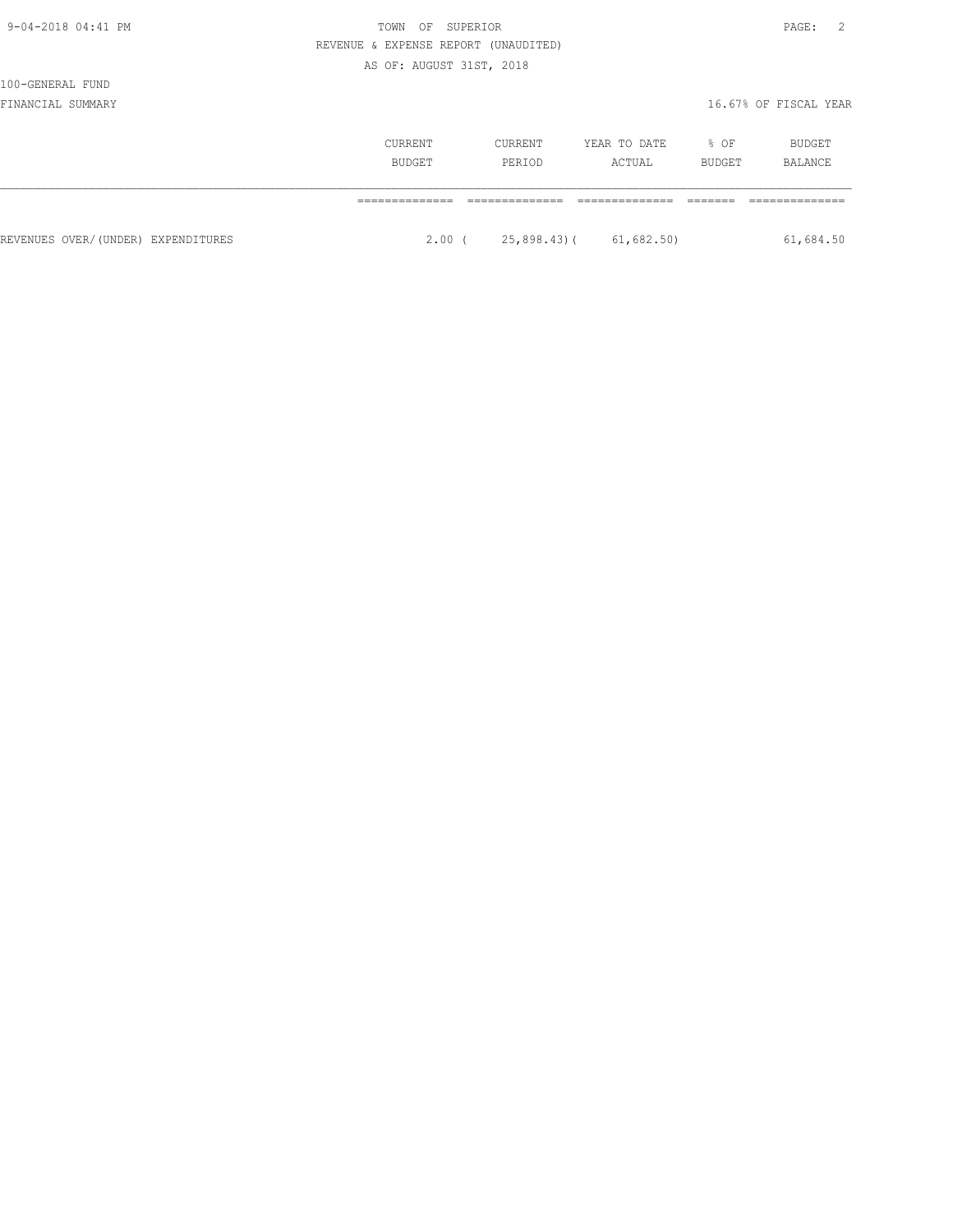100-GENERAL FUND

FINANCIAL SUMMARY

16.67% OF FISCAL YEAR

| | CURRENT BUDGET | CURRENT PERIOD | YEAR TO DATE ACTUAL | % OF BUDGET | BUDGET BALANCE |
|---|---|---|---|---|---|
| REVENUES OVER/(UNDER) EXPENDITURES | 2.00 | ( 25,898.43) | ( 61,682.50) | | 61,684.50 |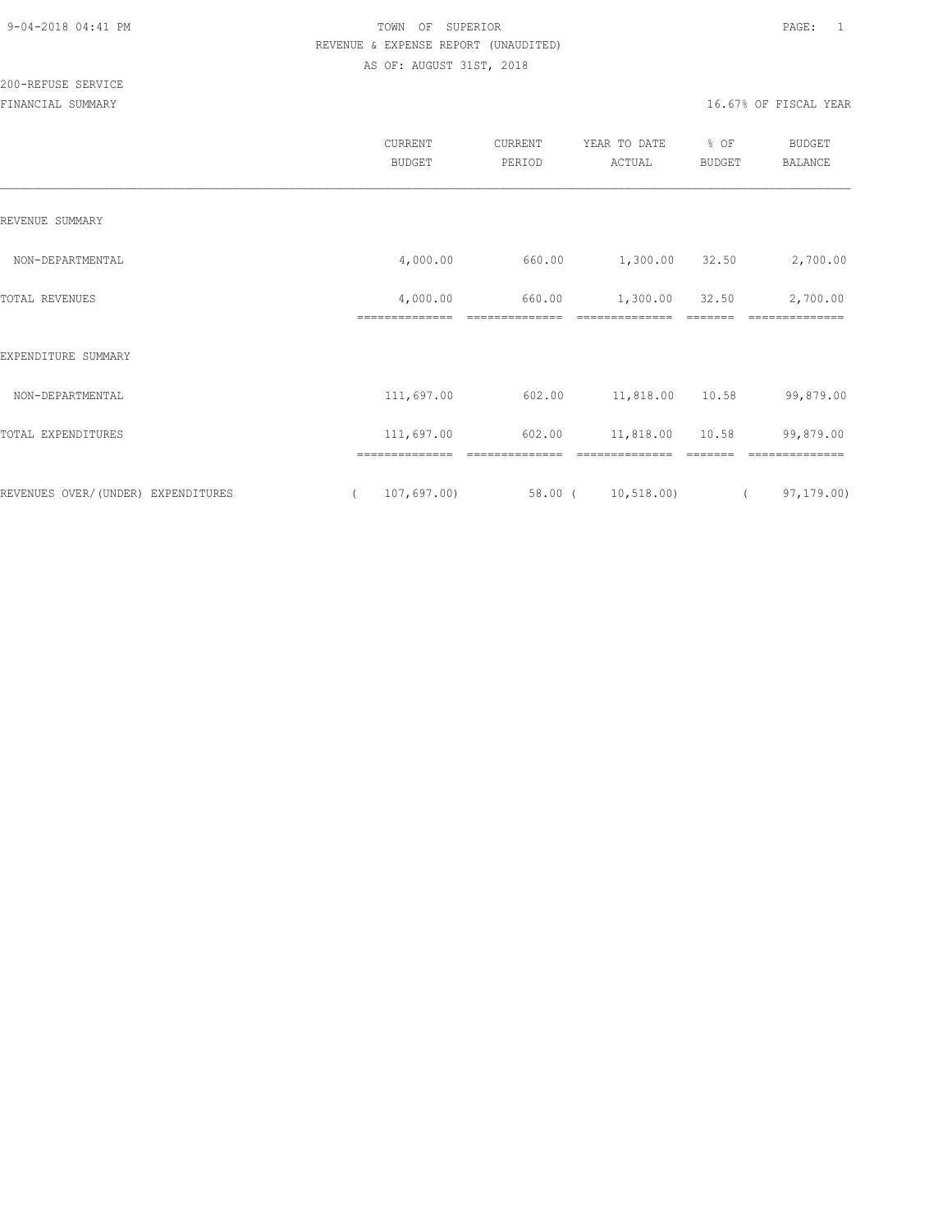TOWN OF SUPERIOR

REVENUE & EXPENSE REPORT (UNAUDITED)

AS OF: AUGUST 31ST, 2018

200-REFUSE SERVICE

FINANCIAL SUMMARY

16.67% OF FISCAL YEAR

| | CURRENT BUDGET | CURRENT PERIOD | YEAR TO DATE ACTUAL | % OF BUDGET | BUDGET BALANCE |
|---|---|---|---|---|---|
| REVENUE SUMMARY | | | | | |
| NON-DEPARTMENTAL | 4,000.00 | 660.00 | 1,300.00 | 32.50 | 2,700.00 |
| TOTAL REVENUES | 4,000.00 | 660.00 | 1,300.00 | 32.50 | 2,700.00 |
| EXPENDITURE SUMMARY | | | | | |
| NON-DEPARTMENTAL | 111,697.00 | 602.00 | 11,818.00 | 10.58 | 99,879.00 |
| TOTAL EXPENDITURES | 111,697.00 | 602.00 | 11,818.00 | 10.58 | 99,879.00 |
| REVENUES OVER/(UNDER) EXPENDITURES | ( 107,697.00) | 58.00 | ( 10,518.00) | | ( 97,179.00) |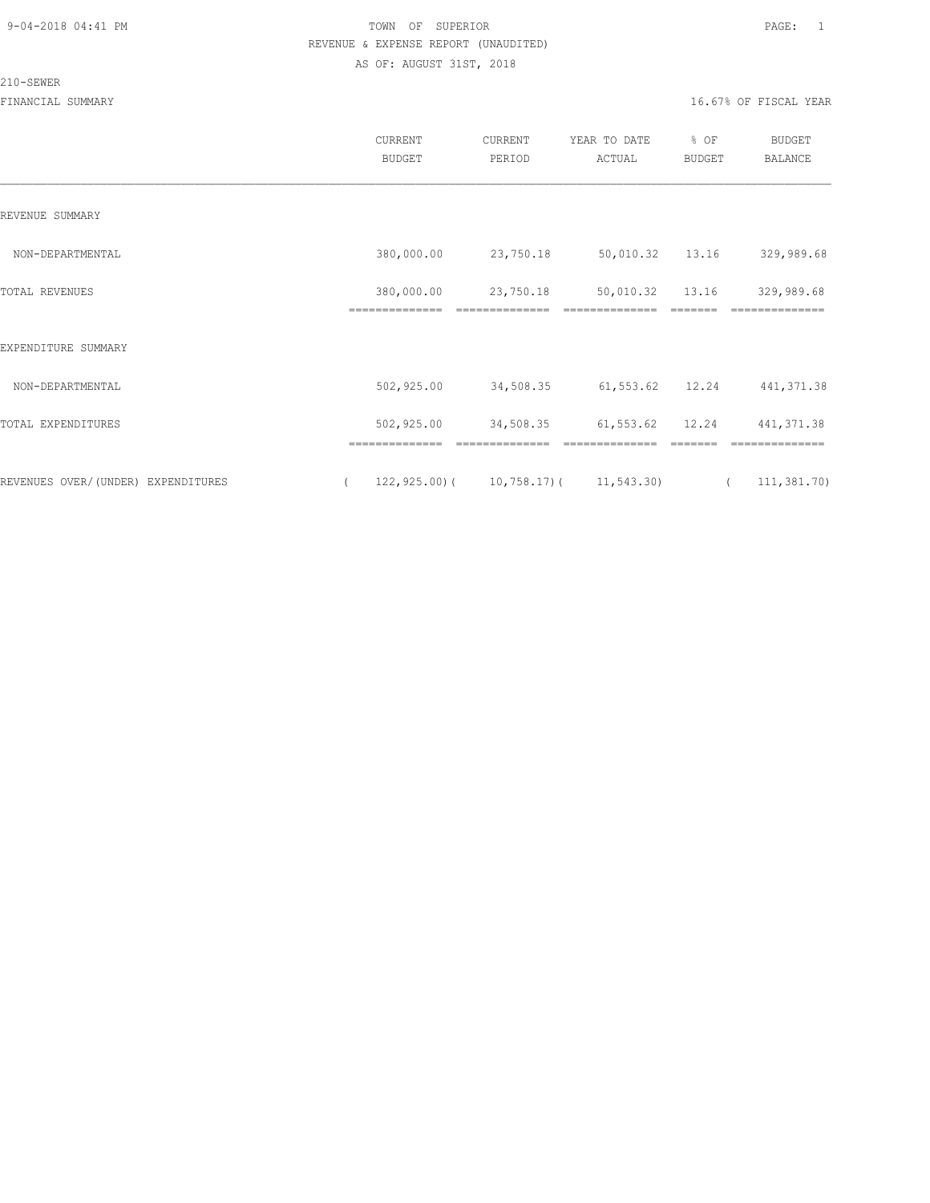TOWN OF SUPERIOR

REVENUE & EXPENSE REPORT (UNAUDITED)

AS OF: AUGUST 31ST, 2018

210-SEWER

FINANCIAL SUMMARY

16.67% OF FISCAL YEAR

| | CURRENT BUDGET | CURRENT PERIOD | YEAR TO DATE ACTUAL | % OF BUDGET | BUDGET BALANCE |
|---|---|---|---|---|---|
| REVENUE SUMMARY | | | | | |
| NON-DEPARTMENTAL | 380,000.00 | 23,750.18 | 50,010.32 | 13.16 | 329,989.68 |
| TOTAL REVENUES | 380,000.00 | 23,750.18 | 50,010.32 | 13.16 | 329,989.68 |
| EXPENDITURE SUMMARY | | | | | |
| NON-DEPARTMENTAL | 502,925.00 | 34,508.35 | 61,553.62 | 12.24 | 441,371.38 |
| TOTAL EXPENDITURES | 502,925.00 | 34,508.35 | 61,553.62 | 12.24 | 441,371.38 |
| REVENUES OVER/(UNDER) EXPENDITURES | ( 122,925.00) | ( 10,758.17) | ( 11,543.30) | | ( 111,381.70) |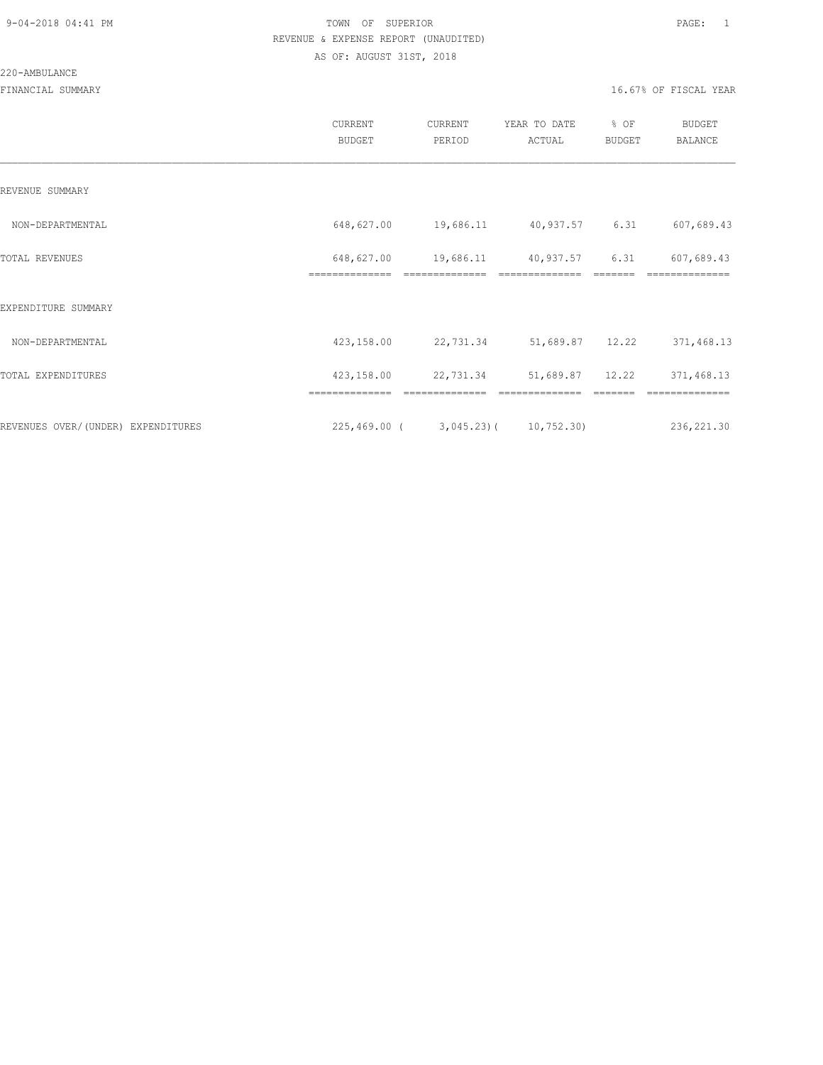# TOWN OF SUPERIOR

## REVENUE & EXPENSE REPORT (UNAUDITED)

AS OF: AUGUST 31ST, 2018

220-AMBULANCE

FINANCIAL SUMMARY — 16.67% OF FISCAL YEAR

| | CURRENT BUDGET | CURRENT PERIOD | YEAR TO DATE ACTUAL | % OF BUDGET | BUDGET BALANCE |
|---|---|---|---|---|---|
| **REVENUE SUMMARY** | | | | | |
| NON-DEPARTMENTAL | 648,627.00 | 19,686.11 | 40,937.57 | 6.31 | 607,689.43 |
| TOTAL REVENUES | 648,627.00 | 19,686.11 | 40,937.57 | 6.31 | 607,689.43 |
| **EXPENDITURE SUMMARY** | | | | | |
| NON-DEPARTMENTAL | 423,158.00 | 22,731.34 | 51,689.87 | 12.22 | 371,468.13 |
| TOTAL EXPENDITURES | 423,158.00 | 22,731.34 | 51,689.87 | 12.22 | 371,468.13 |
| REVENUES OVER/(UNDER) EXPENDITURES | 225,469.00 | (3,045.23) | (10,752.30) | | 236,221.30 |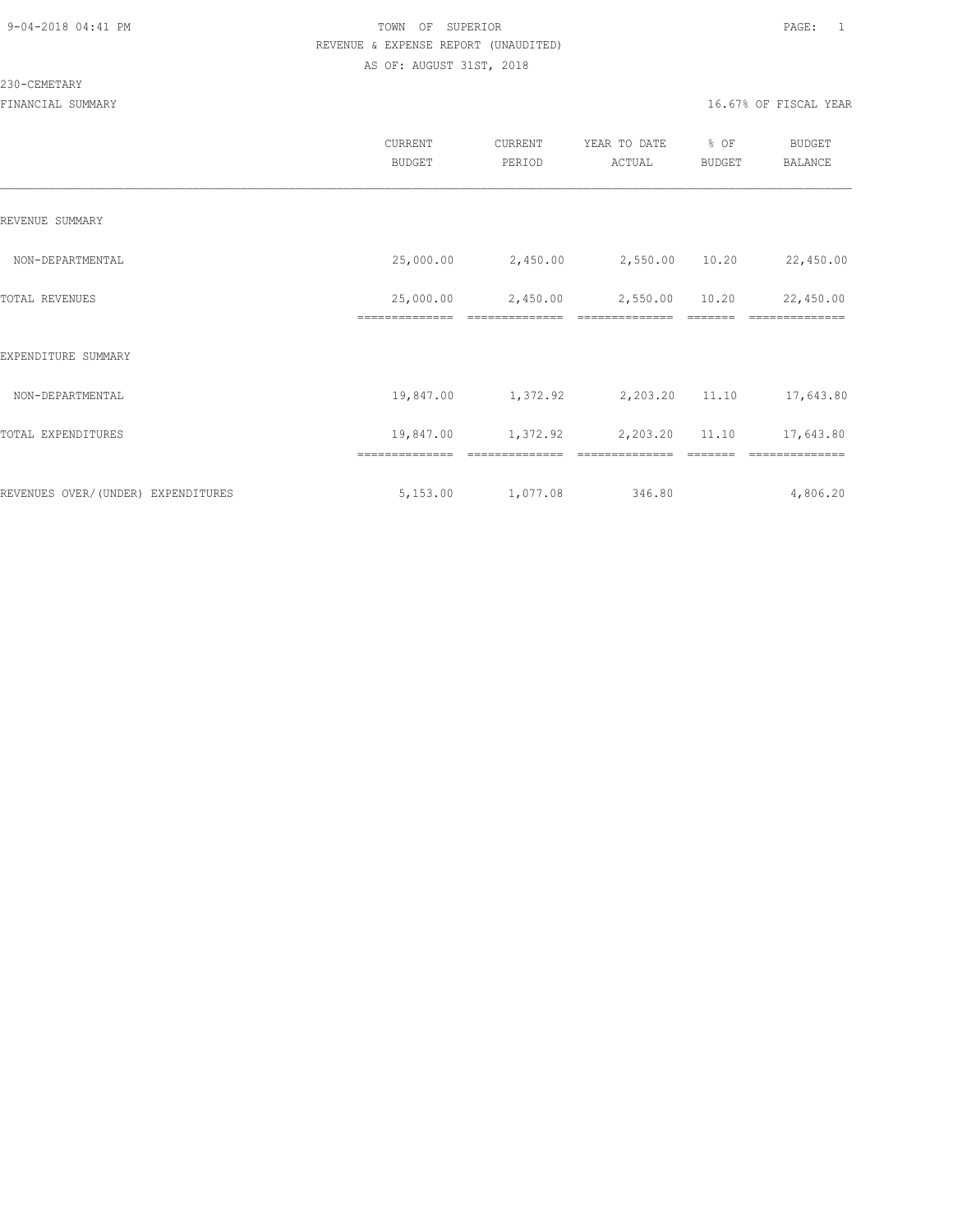TOWN OF SUPERIOR

REVENUE & EXPENSE REPORT (UNAUDITED)

AS OF: AUGUST 31ST, 2018

230-CEMETARY

FINANCIAL SUMMARY

16.67% OF FISCAL YEAR

| | CURRENT BUDGET | CURRENT PERIOD | YEAR TO DATE ACTUAL | % OF BUDGET | BUDGET BALANCE |
|---|---|---|---|---|---|
| REVENUE SUMMARY | | | | | |
| NON-DEPARTMENTAL | 25,000.00 | 2,450.00 | 2,550.00 | 10.20 | 22,450.00 |
| TOTAL REVENUES | 25,000.00 | 2,450.00 | 2,550.00 | 10.20 | 22,450.00 |
| EXPENDITURE SUMMARY | | | | | |
| NON-DEPARTMENTAL | 19,847.00 | 1,372.92 | 2,203.20 | 11.10 | 17,643.80 |
| TOTAL EXPENDITURES | 19,847.00 | 1,372.92 | 2,203.20 | 11.10 | 17,643.80 |
| REVENUES OVER/(UNDER) EXPENDITURES | 5,153.00 | 1,077.08 | 346.80 | | 4,806.20 |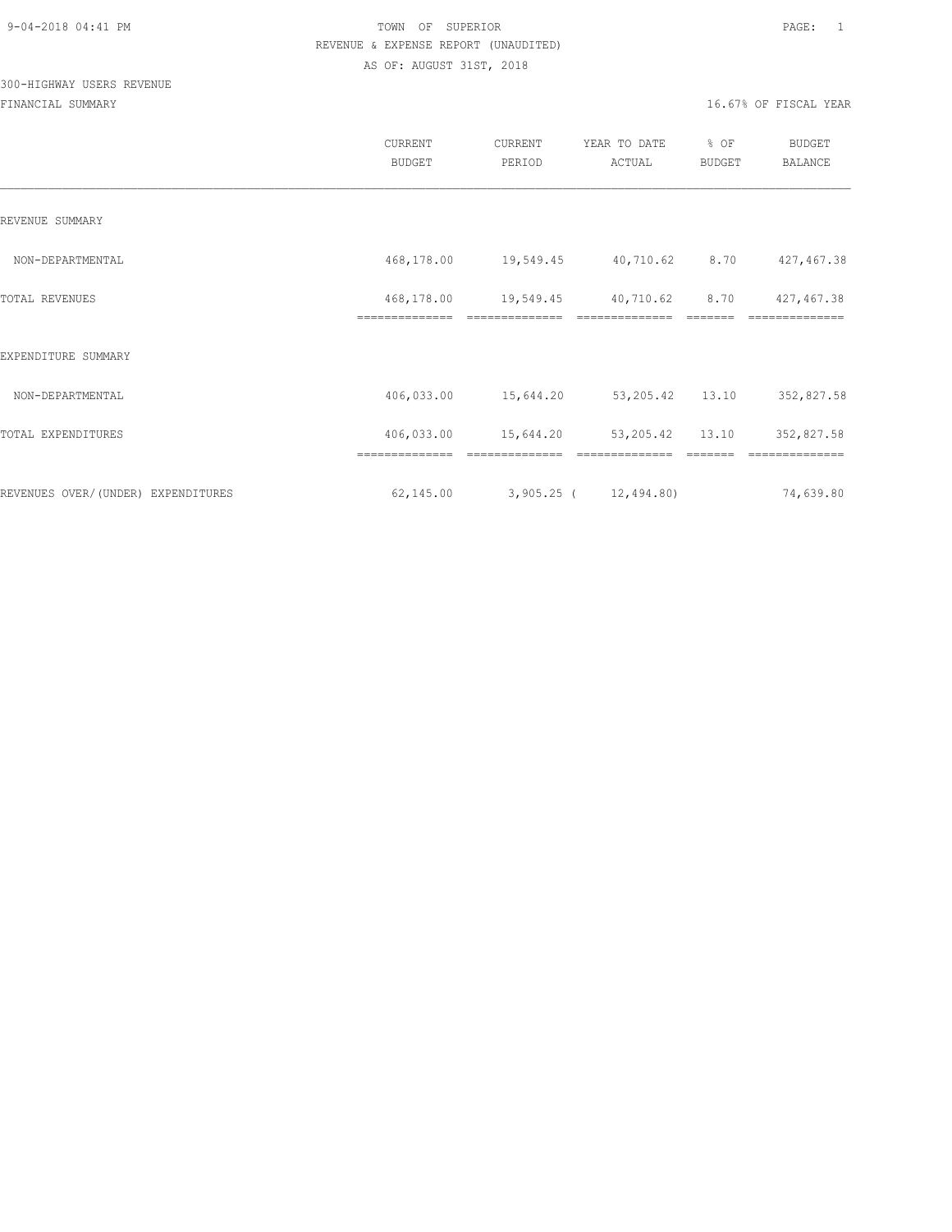9-04-2018 04:41 PM TOWN OF SUPERIOR

REVENUE & EXPENSE REPORT (UNAUDITED)

AS OF: AUGUST 31ST, 2018

300-HIGHWAY USERS REVENUE

FINANCIAL SUMMARY 16.67% OF FISCAL YEAR

| | CURRENT BUDGET | CURRENT PERIOD | YEAR TO DATE ACTUAL | % OF BUDGET | BUDGET BALANCE |
|---|---|---|---|---|---|
| REVENUE SUMMARY | | | | | |
| NON-DEPARTMENTAL | 468,178.00 | 19,549.45 | 40,710.62 | 8.70 | 427,467.38 |
| TOTAL REVENUES | 468,178.00 | 19,549.45 | 40,710.62 | 8.70 | 427,467.38 |
| EXPENDITURE SUMMARY | | | | | |
| NON-DEPARTMENTAL | 406,033.00 | 15,644.20 | 53,205.42 | 13.10 | 352,827.58 |
| TOTAL EXPENDITURES | 406,033.00 | 15,644.20 | 53,205.42 | 13.10 | 352,827.58 |
| REVENUES OVER/(UNDER) EXPENDITURES | 62,145.00 | 3,905.25 | ( 12,494.80) | | 74,639.80 |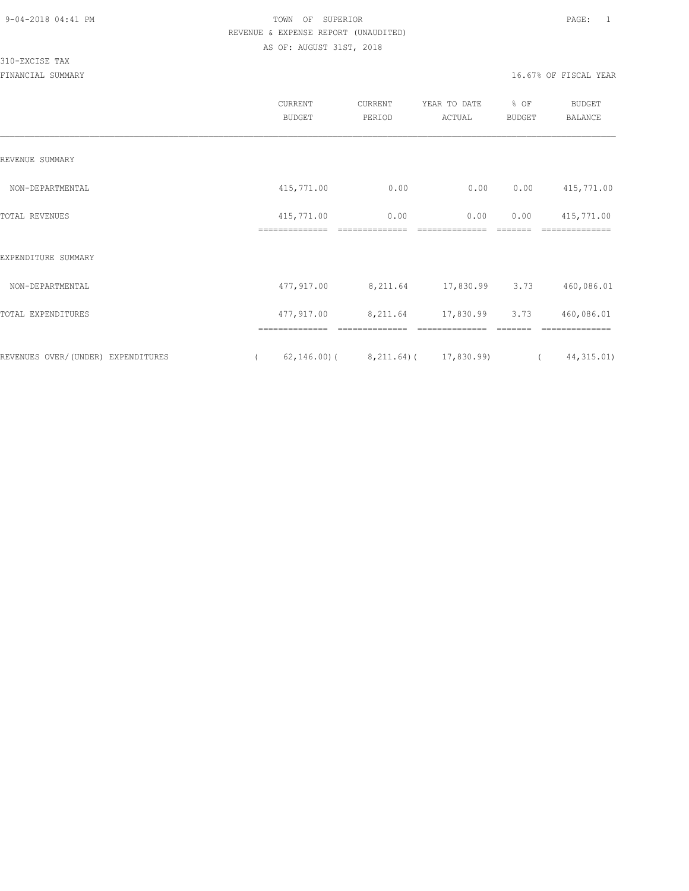9-04-2018 04:41 PM

TOWN OF SUPERIOR

REVENUE & EXPENSE REPORT (UNAUDITED)

AS OF: AUGUST 31ST, 2018

310-EXCISE TAX

FINANCIAL SUMMARY

16.67% OF FISCAL YEAR

| | CURRENT BUDGET | CURRENT PERIOD | YEAR TO DATE ACTUAL | % OF BUDGET | BUDGET BALANCE |
|---|---|---|---|---|---|
| REVENUE SUMMARY | | | | | |
| NON-DEPARTMENTAL | 415,771.00 | 0.00 | 0.00 | 0.00 | 415,771.00 |
| TOTAL REVENUES | 415,771.00 | 0.00 | 0.00 | 0.00 | 415,771.00 |
| EXPENDITURE SUMMARY | | | | | |
| NON-DEPARTMENTAL | 477,917.00 | 8,211.64 | 17,830.99 | 3.73 | 460,086.01 |
| TOTAL EXPENDITURES | 477,917.00 | 8,211.64 | 17,830.99 | 3.73 | 460,086.01 |
| REVENUES OVER/(UNDER) EXPENDITURES | ( 62,146.00) | ( 8,211.64) | ( 17,830.99) | | ( 44,315.01) |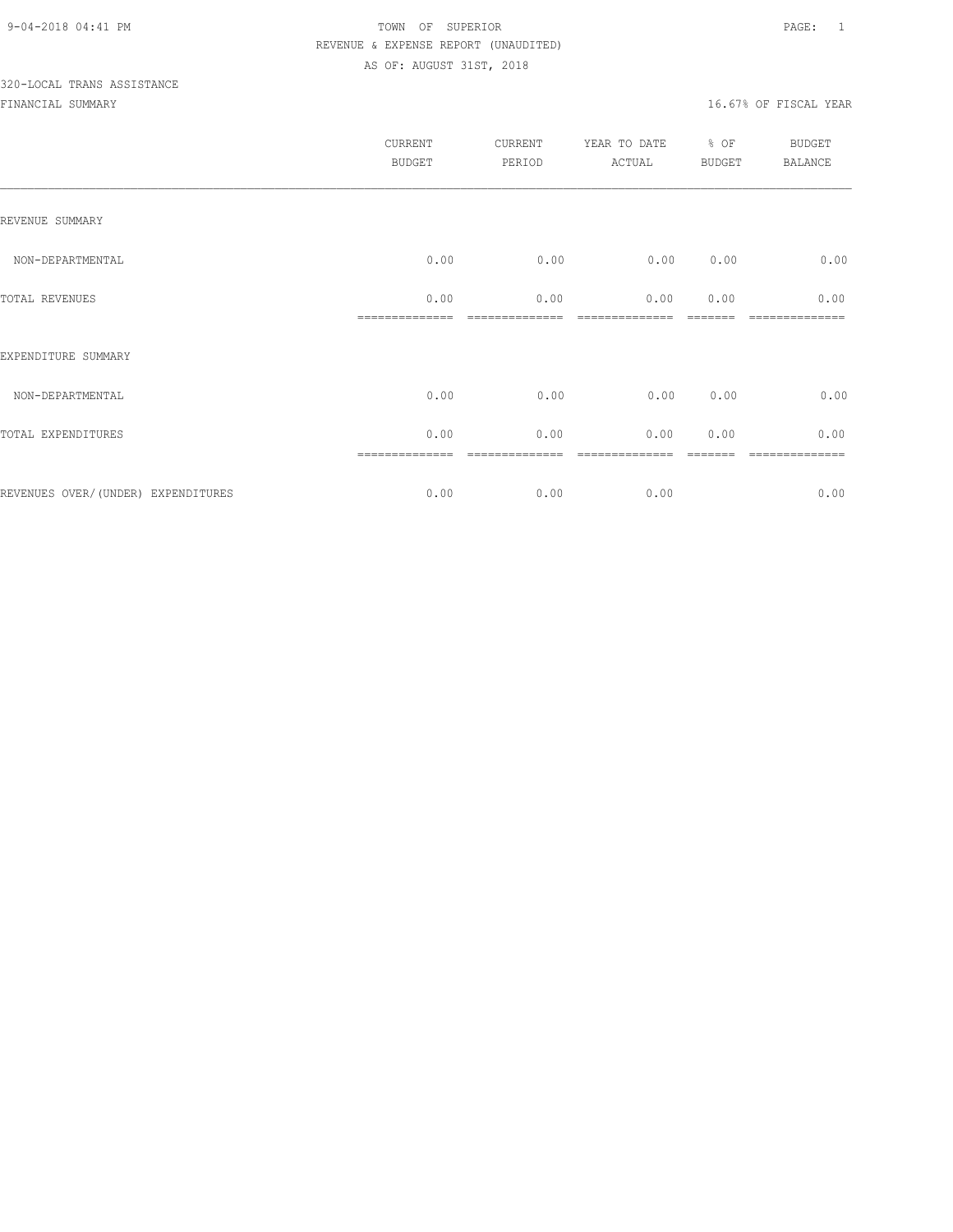TOWN OF SUPERIOR
REVENUE & EXPENSE REPORT (UNAUDITED)
AS OF: AUGUST 31ST, 2018

320-LOCAL TRANS ASSISTANCE

FINANCIAL SUMMARY — 16.67% OF FISCAL YEAR

| | CURRENT BUDGET | CURRENT PERIOD | YEAR TO DATE ACTUAL | % OF BUDGET | BUDGET BALANCE |
|---|---|---|---|---|---|
| REVENUE SUMMARY | | | | | |
| NON-DEPARTMENTAL | 0.00 | 0.00 | 0.00 | 0.00 | 0.00 |
| TOTAL REVENUES | 0.00 | 0.00 | 0.00 | 0.00 | 0.00 |
| EXPENDITURE SUMMARY | | | | | |
| NON-DEPARTMENTAL | 0.00 | 0.00 | 0.00 | 0.00 | 0.00 |
| TOTAL EXPENDITURES | 0.00 | 0.00 | 0.00 | 0.00 | 0.00 |
| REVENUES OVER/(UNDER) EXPENDITURES | 0.00 | 0.00 | 0.00 | | 0.00 |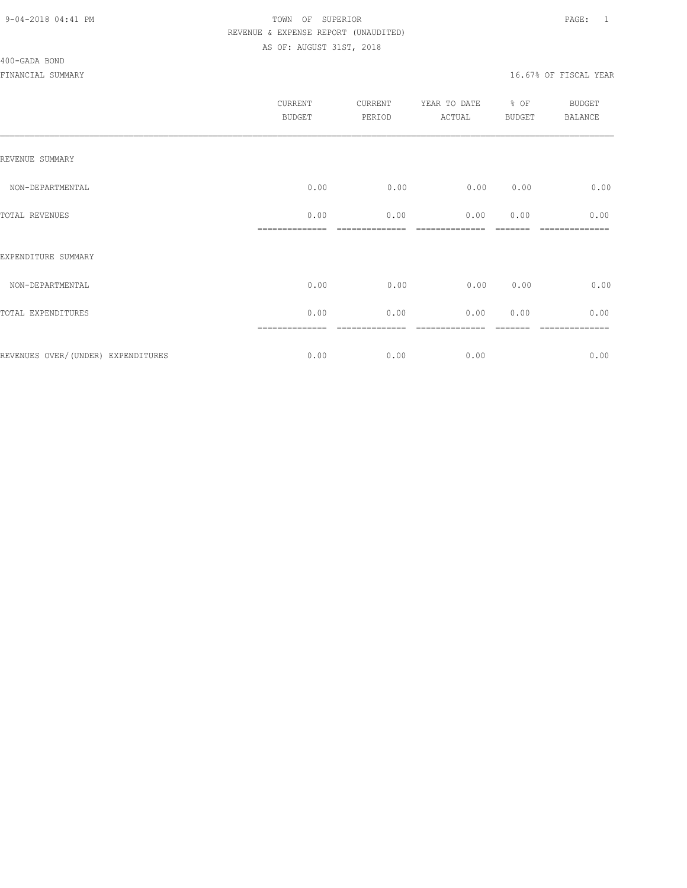TOWN OF SUPERIOR
REVENUE & EXPENSE REPORT (UNAUDITED)
AS OF: AUGUST 31ST, 2018

400-GADA BOND

FINANCIAL SUMMARY 16.67% OF FISCAL YEAR

| | CURRENT BUDGET | CURRENT PERIOD | YEAR TO DATE ACTUAL | % OF BUDGET | BUDGET BALANCE |
|---|---|---|---|---|---|
| REVENUE SUMMARY | | | | | |
| NON-DEPARTMENTAL | 0.00 | 0.00 | 0.00 | 0.00 | 0.00 |
| TOTAL REVENUES | 0.00 | 0.00 | 0.00 | 0.00 | 0.00 |
| EXPENDITURE SUMMARY | | | | | |
| NON-DEPARTMENTAL | 0.00 | 0.00 | 0.00 | 0.00 | 0.00 |
| TOTAL EXPENDITURES | 0.00 | 0.00 | 0.00 | 0.00 | 0.00 |
| REVENUES OVER/(UNDER) EXPENDITURES | 0.00 | 0.00 | 0.00 | | 0.00 |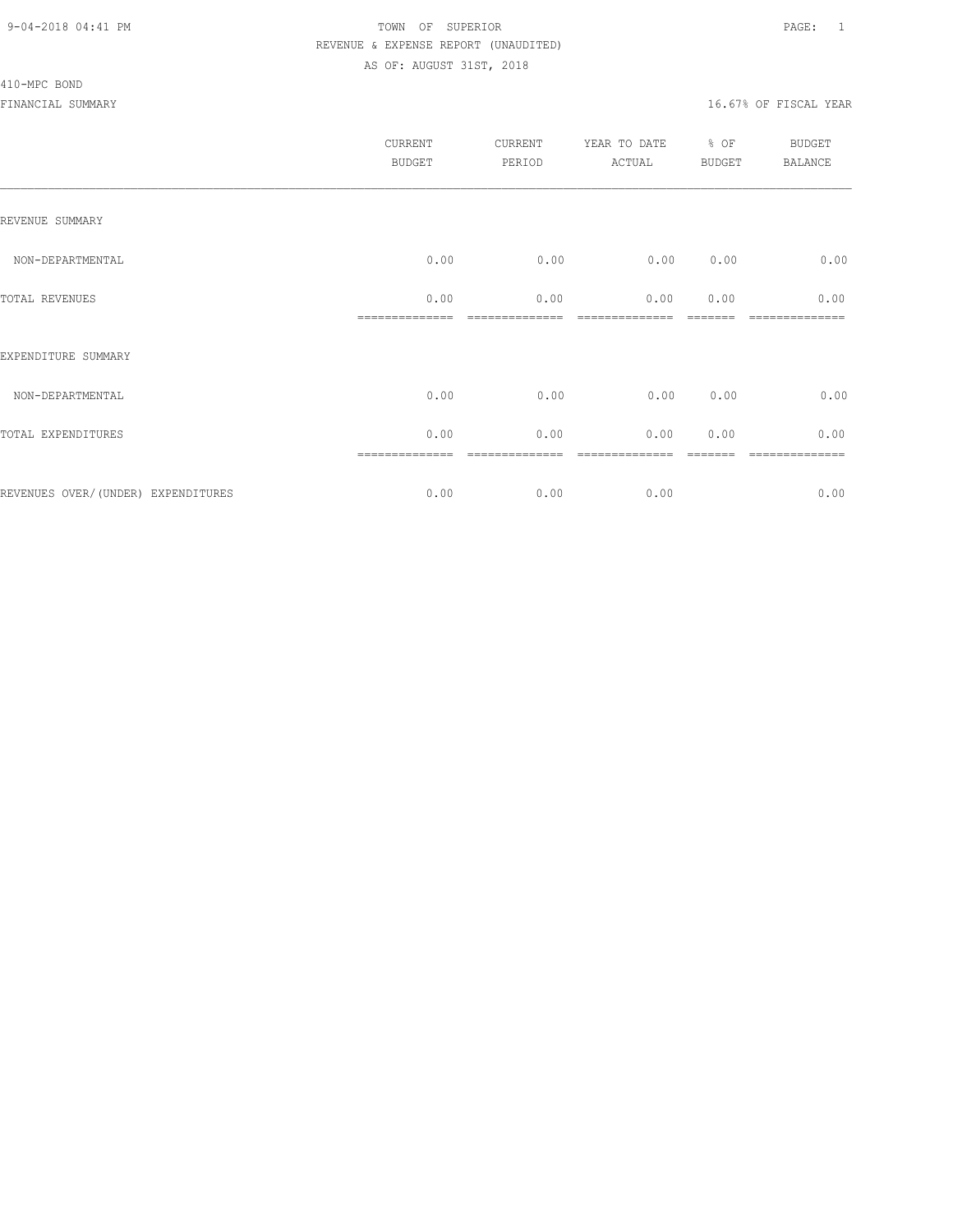9-04-2018 04:41 PM TOWN OF SUPERIOR

REVENUE & EXPENSE REPORT (UNAUDITED)

AS OF: AUGUST 31ST, 2018

410-MPC BOND

FINANCIAL SUMMARY 16.67% OF FISCAL YEAR

| | CURRENT BUDGET | CURRENT PERIOD | YEAR TO DATE ACTUAL | % OF BUDGET | BUDGET BALANCE |
|---|---|---|---|---|---|
| REVENUE SUMMARY | | | | | |
| NON-DEPARTMENTAL | 0.00 | 0.00 | 0.00 | 0.00 | 0.00 |
| TOTAL REVENUES | 0.00 | 0.00 | 0.00 | 0.00 | 0.00 |
| EXPENDITURE SUMMARY | | | | | |
| NON-DEPARTMENTAL | 0.00 | 0.00 | 0.00 | 0.00 | 0.00 |
| TOTAL EXPENDITURES | 0.00 | 0.00 | 0.00 | 0.00 | 0.00 |
| REVENUES OVER/(UNDER) EXPENDITURES | 0.00 | 0.00 | 0.00 | | 0.00 |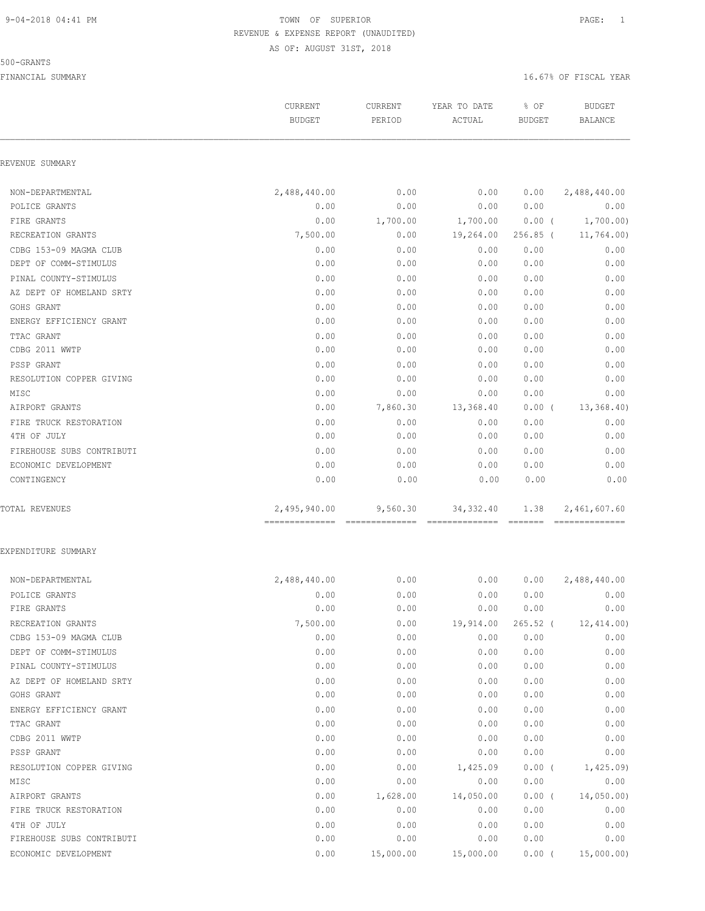9-04-2018 04:41 PM

# TOWN OF SUPERIOR

## REVENUE & EXPENSE REPORT (UNAUDITED)

AS OF: AUGUST 31ST, 2018

500-GRANTS

FINANCIAL SUMMARY

16.67% OF FISCAL YEAR

| | CURRENT BUDGET | CURRENT PERIOD | YEAR TO DATE ACTUAL | % OF BUDGET | BUDGET BALANCE |
|---|---|---|---|---|---|
| **REVENUE SUMMARY** | | | | | |
| NON-DEPARTMENTAL | 2,488,440.00 | 0.00 | 0.00 | 0.00 | 2,488,440.00 |
| POLICE GRANTS | 0.00 | 0.00 | 0.00 | 0.00 | 0.00 |
| FIRE GRANTS | 0.00 | 1,700.00 | 1,700.00 | 0.00 | ( 1,700.00) |
| RECREATION GRANTS | 7,500.00 | 0.00 | 19,264.00 | 256.85 | ( 11,764.00) |
| CDBG 153-09 MAGMA CLUB | 0.00 | 0.00 | 0.00 | 0.00 | 0.00 |
| DEPT OF COMM-STIMULUS | 0.00 | 0.00 | 0.00 | 0.00 | 0.00 |
| PINAL COUNTY-STIMULUS | 0.00 | 0.00 | 0.00 | 0.00 | 0.00 |
| AZ DEPT OF HOMELAND SRTY | 0.00 | 0.00 | 0.00 | 0.00 | 0.00 |
| GOHS GRANT | 0.00 | 0.00 | 0.00 | 0.00 | 0.00 |
| ENERGY EFFICIENCY GRANT | 0.00 | 0.00 | 0.00 | 0.00 | 0.00 |
| TTAC GRANT | 0.00 | 0.00 | 0.00 | 0.00 | 0.00 |
| CDBG 2011 WWTP | 0.00 | 0.00 | 0.00 | 0.00 | 0.00 |
| PSSP GRANT | 0.00 | 0.00 | 0.00 | 0.00 | 0.00 |
| RESOLUTION COPPER GIVING | 0.00 | 0.00 | 0.00 | 0.00 | 0.00 |
| MISC | 0.00 | 0.00 | 0.00 | 0.00 | 0.00 |
| AIRPORT GRANTS | 0.00 | 7,860.30 | 13,368.40 | 0.00 | ( 13,368.40) |
| FIRE TRUCK RESTORATION | 0.00 | 0.00 | 0.00 | 0.00 | 0.00 |
| 4TH OF JULY | 0.00 | 0.00 | 0.00 | 0.00 | 0.00 |
| FIREHOUSE SUBS CONTRIBUTI | 0.00 | 0.00 | 0.00 | 0.00 | 0.00 |
| ECONOMIC DEVELOPMENT | 0.00 | 0.00 | 0.00 | 0.00 | 0.00 |
| CONTINGENCY | 0.00 | 0.00 | 0.00 | 0.00 | 0.00 |
| TOTAL REVENUES | 2,495,940.00 | 9,560.30 | 34,332.40 | 1.38 | 2,461,607.60 |
| **EXPENDITURE SUMMARY** | | | | | |
| NON-DEPARTMENTAL | 2,488,440.00 | 0.00 | 0.00 | 0.00 | 2,488,440.00 |
| POLICE GRANTS | 0.00 | 0.00 | 0.00 | 0.00 | 0.00 |
| FIRE GRANTS | 0.00 | 0.00 | 0.00 | 0.00 | 0.00 |
| RECREATION GRANTS | 7,500.00 | 0.00 | 19,914.00 | 265.52 | ( 12,414.00) |
| CDBG 153-09 MAGMA CLUB | 0.00 | 0.00 | 0.00 | 0.00 | 0.00 |
| DEPT OF COMM-STIMULUS | 0.00 | 0.00 | 0.00 | 0.00 | 0.00 |
| PINAL COUNTY-STIMULUS | 0.00 | 0.00 | 0.00 | 0.00 | 0.00 |
| AZ DEPT OF HOMELAND SRTY | 0.00 | 0.00 | 0.00 | 0.00 | 0.00 |
| GOHS GRANT | 0.00 | 0.00 | 0.00 | 0.00 | 0.00 |
| ENERGY EFFICIENCY GRANT | 0.00 | 0.00 | 0.00 | 0.00 | 0.00 |
| TTAC GRANT | 0.00 | 0.00 | 0.00 | 0.00 | 0.00 |
| CDBG 2011 WWTP | 0.00 | 0.00 | 0.00 | 0.00 | 0.00 |
| PSSP GRANT | 0.00 | 0.00 | 0.00 | 0.00 | 0.00 |
| RESOLUTION COPPER GIVING | 0.00 | 0.00 | 1,425.09 | 0.00 | ( 1,425.09) |
| MISC | 0.00 | 0.00 | 0.00 | 0.00 | 0.00 |
| AIRPORT GRANTS | 0.00 | 1,628.00 | 14,050.00 | 0.00 | ( 14,050.00) |
| FIRE TRUCK RESTORATION | 0.00 | 0.00 | 0.00 | 0.00 | 0.00 |
| 4TH OF JULY | 0.00 | 0.00 | 0.00 | 0.00 | 0.00 |
| FIREHOUSE SUBS CONTRIBUTI | 0.00 | 0.00 | 0.00 | 0.00 | 0.00 |
| ECONOMIC DEVELOPMENT | 0.00 | 15,000.00 | 15,000.00 | 0.00 | ( 15,000.00) |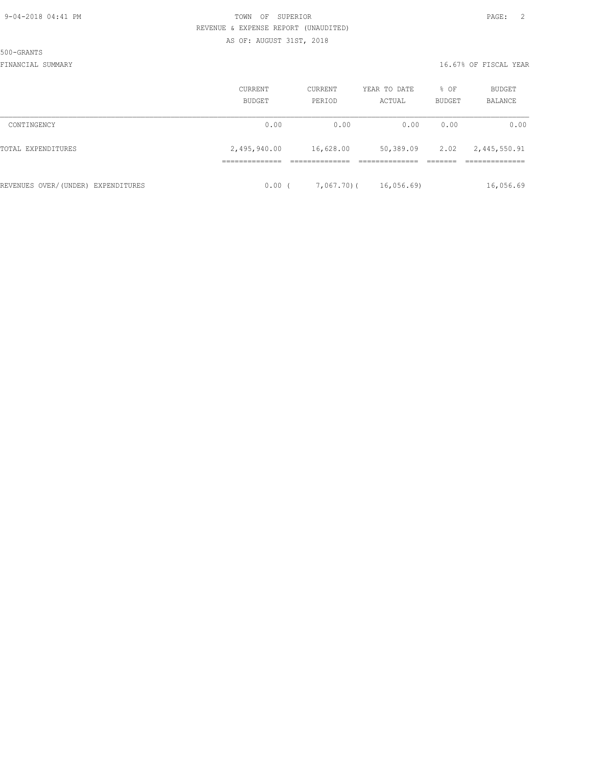TOWN OF SUPERIOR
REVENUE & EXPENSE REPORT (UNAUDITED)
AS OF: AUGUST 31ST, 2018

500-GRANTS

FINANCIAL SUMMARY — 16.67% OF FISCAL YEAR

| | CURRENT BUDGET | CURRENT PERIOD | YEAR TO DATE ACTUAL | % OF BUDGET | BUDGET BALANCE |
|---|---|---|---|---|---|
| CONTINGENCY | 0.00 | 0.00 | 0.00 | 0.00 | 0.00 |
| TOTAL EXPENDITURES | 2,495,940.00 | 16,628.00 | 50,389.09 | 2.02 | 2,445,550.91 |
| REVENUES OVER/(UNDER) EXPENDITURES | 0.00 | ( 7,067.70) | ( 16,056.69) | | 16,056.69 |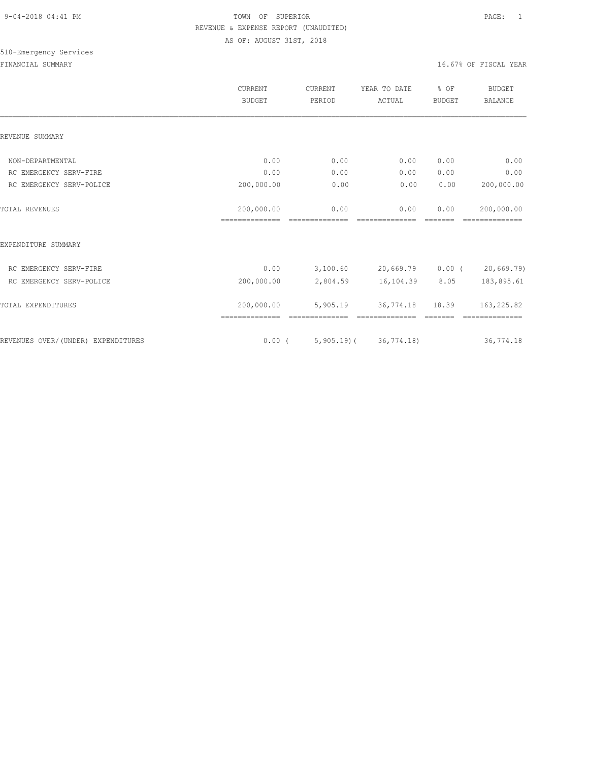TOWN OF SUPERIOR
REVENUE & EXPENSE REPORT (UNAUDITED)
AS OF: AUGUST 31ST, 2018

510-Emergency Services

FINANCIAL SUMMARY — 16.67% OF FISCAL YEAR

| | CURRENT BUDGET | CURRENT PERIOD | YEAR TO DATE ACTUAL | % OF BUDGET | BUDGET BALANCE |
|---|---|---|---|---|---|
| **REVENUE SUMMARY** | | | | | |
| NON-DEPARTMENTAL | 0.00 | 0.00 | 0.00 | 0.00 | 0.00 |
| RC EMERGENCY SERV-FIRE | 0.00 | 0.00 | 0.00 | 0.00 | 0.00 |
| RC EMERGENCY SERV-POLICE | 200,000.00 | 0.00 | 0.00 | 0.00 | 200,000.00 |
| TOTAL REVENUES | 200,000.00 | 0.00 | 0.00 | 0.00 | 200,000.00 |
| **EXPENDITURE SUMMARY** | | | | | |
| RC EMERGENCY SERV-FIRE | 0.00 | 3,100.60 | 20,669.79 | 0.00 | ( 20,669.79) |
| RC EMERGENCY SERV-POLICE | 200,000.00 | 2,804.59 | 16,104.39 | 8.05 | 183,895.61 |
| TOTAL EXPENDITURES | 200,000.00 | 5,905.19 | 36,774.18 | 18.39 | 163,225.82 |
| REVENUES OVER/(UNDER) EXPENDITURES | 0.00 | ( 5,905.19) | ( 36,774.18) | | 36,774.18 |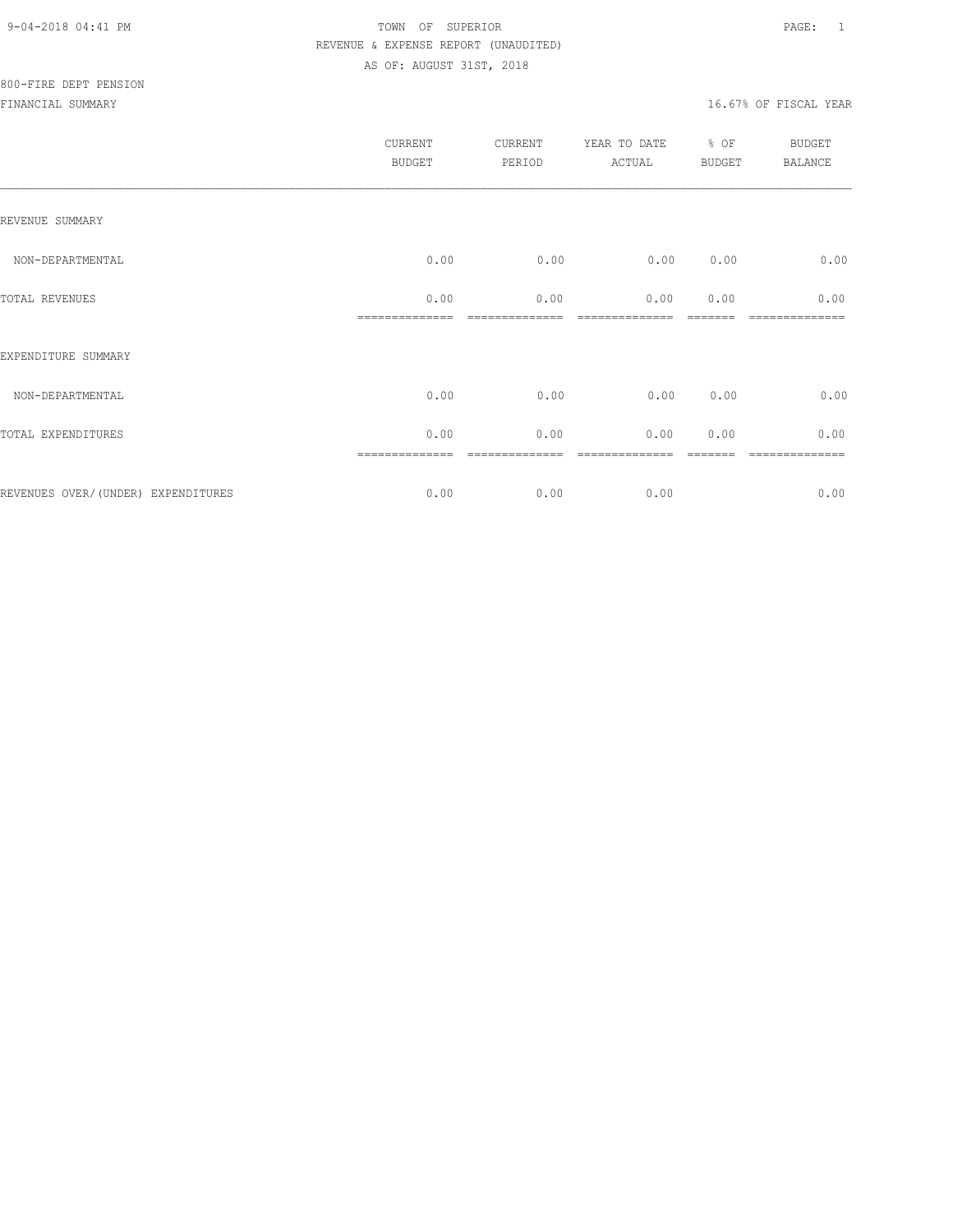TOWN OF SUPERIOR

REVENUE & EXPENSE REPORT (UNAUDITED)

AS OF: AUGUST 31ST, 2018

800-FIRE DEPT PENSION

FINANCIAL SUMMARY

16.67% OF FISCAL YEAR

| | CURRENT BUDGET | CURRENT PERIOD | YEAR TO DATE ACTUAL | % OF BUDGET | BUDGET BALANCE |
|---|---|---|---|---|---|
| REVENUE SUMMARY | | | | | |
| NON-DEPARTMENTAL | 0.00 | 0.00 | 0.00 | 0.00 | 0.00 |
| TOTAL REVENUES | 0.00 | 0.00 | 0.00 | 0.00 | 0.00 |
| EXPENDITURE SUMMARY | | | | | |
| NON-DEPARTMENTAL | 0.00 | 0.00 | 0.00 | 0.00 | 0.00 |
| TOTAL EXPENDITURES | 0.00 | 0.00 | 0.00 | 0.00 | 0.00 |
| REVENUES OVER/(UNDER) EXPENDITURES | 0.00 | 0.00 | 0.00 | | 0.00 |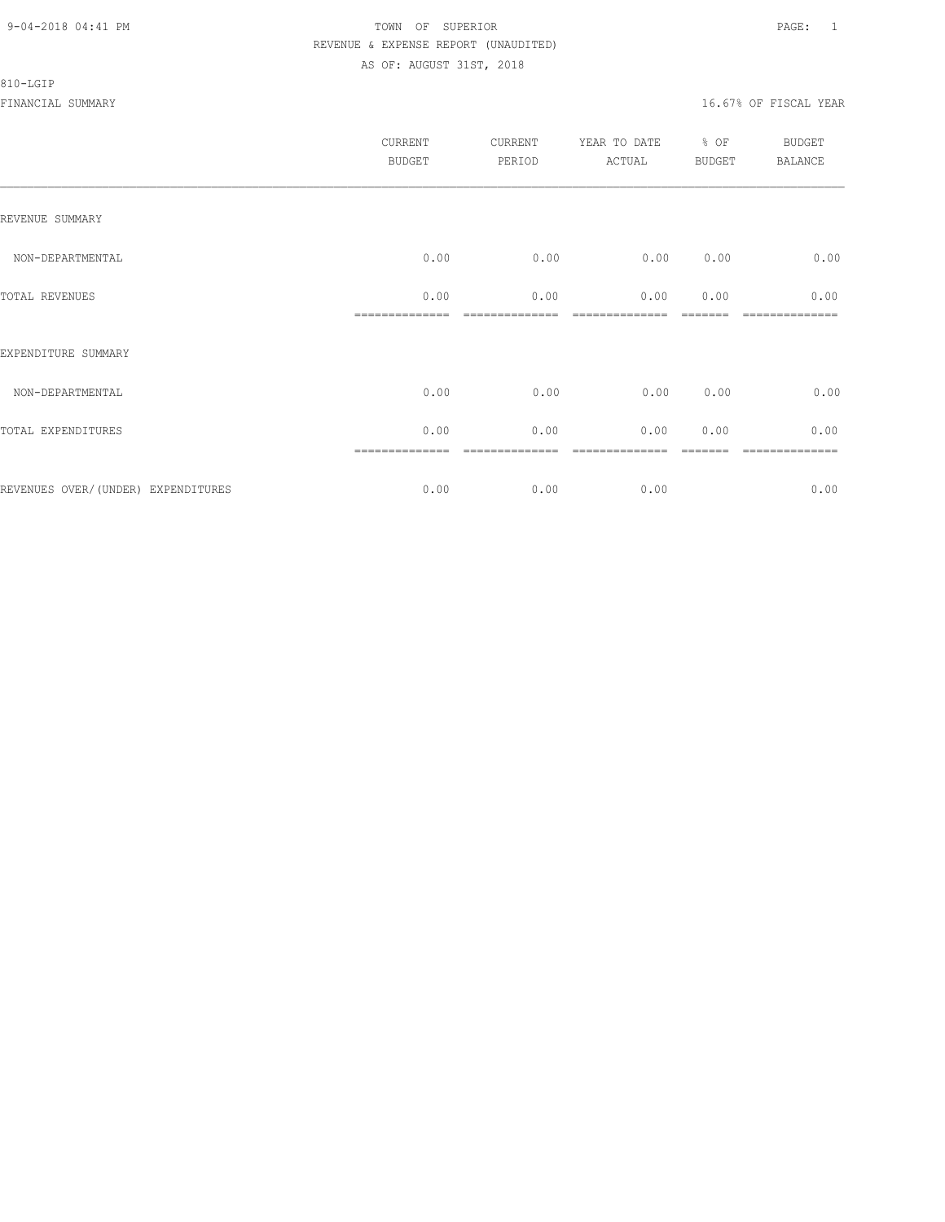TOWN OF SUPERIOR
REVENUE & EXPENSE REPORT (UNAUDITED)
AS OF: AUGUST 31ST, 2018

810-LGIP

FINANCIAL SUMMARY — 16.67% OF FISCAL YEAR

| | CURRENT BUDGET | CURRENT PERIOD | YEAR TO DATE ACTUAL | % OF BUDGET | BUDGET BALANCE |
|---|---|---|---|---|---|
| REVENUE SUMMARY | | | | | |
| NON-DEPARTMENTAL | 0.00 | 0.00 | 0.00 | 0.00 | 0.00 |
| TOTAL REVENUES | 0.00 | 0.00 | 0.00 | 0.00 | 0.00 |
| EXPENDITURE SUMMARY | | | | | |
| NON-DEPARTMENTAL | 0.00 | 0.00 | 0.00 | 0.00 | 0.00 |
| TOTAL EXPENDITURES | 0.00 | 0.00 | 0.00 | 0.00 | 0.00 |
| REVENUES OVER/(UNDER) EXPENDITURES | 0.00 | 0.00 | 0.00 | | 0.00 |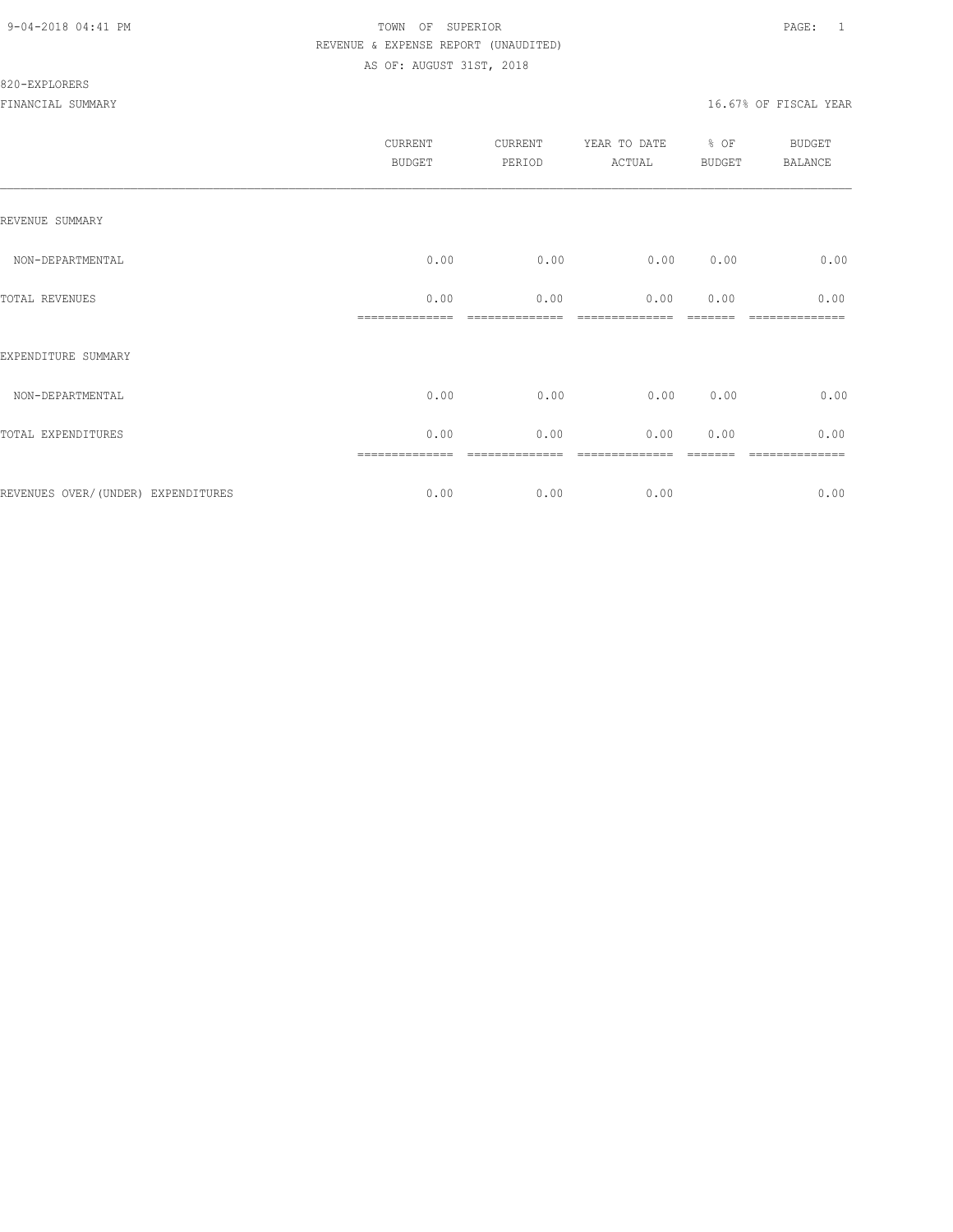TOWN OF SUPERIOR
REVENUE & EXPENSE REPORT (UNAUDITED)
AS OF: AUGUST 31ST, 2018

820-EXPLORERS

FINANCIAL SUMMARY — 16.67% OF FISCAL YEAR

| | CURRENT BUDGET | CURRENT PERIOD | YEAR TO DATE ACTUAL | % OF BUDGET | BUDGET BALANCE |
|---|---|---|---|---|---|
| REVENUE SUMMARY | | | | | |
| NON-DEPARTMENTAL | 0.00 | 0.00 | 0.00 | 0.00 | 0.00 |
| TOTAL REVENUES | 0.00 | 0.00 | 0.00 | 0.00 | 0.00 |
| EXPENDITURE SUMMARY | | | | | |
| NON-DEPARTMENTAL | 0.00 | 0.00 | 0.00 | 0.00 | 0.00 |
| TOTAL EXPENDITURES | 0.00 | 0.00 | 0.00 | 0.00 | 0.00 |
| REVENUES OVER/(UNDER) EXPENDITURES | 0.00 | 0.00 | 0.00 | | 0.00 |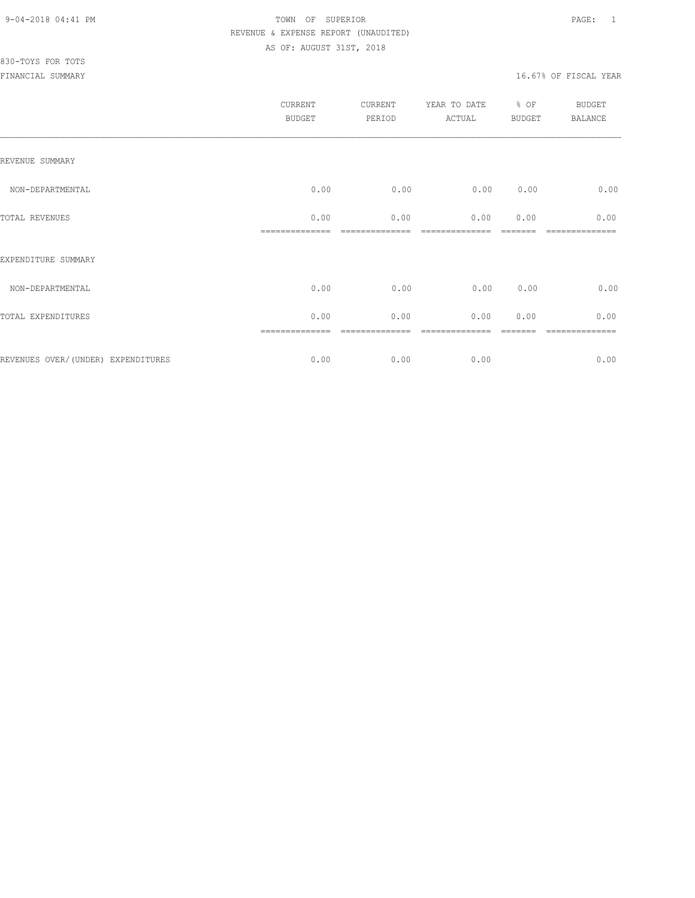9-04-2018 04:41 PM

TOWN OF SUPERIOR

REVENUE & EXPENSE REPORT (UNAUDITED)

AS OF: AUGUST 31ST, 2018

830-TOYS FOR TOTS

FINANCIAL SUMMARY

16.67% OF FISCAL YEAR

| | CURRENT BUDGET | CURRENT PERIOD | YEAR TO DATE ACTUAL | % OF BUDGET | BUDGET BALANCE |
|---|---|---|---|---|---|
| REVENUE SUMMARY | | | | | |
| NON-DEPARTMENTAL | 0.00 | 0.00 | 0.00 | 0.00 | 0.00 |
| TOTAL REVENUES | 0.00 | 0.00 | 0.00 | 0.00 | 0.00 |
| EXPENDITURE SUMMARY | | | | | |
| NON-DEPARTMENTAL | 0.00 | 0.00 | 0.00 | 0.00 | 0.00 |
| TOTAL EXPENDITURES | 0.00 | 0.00 | 0.00 | 0.00 | 0.00 |
| REVENUES OVER/(UNDER) EXPENDITURES | 0.00 | 0.00 | 0.00 | | 0.00 |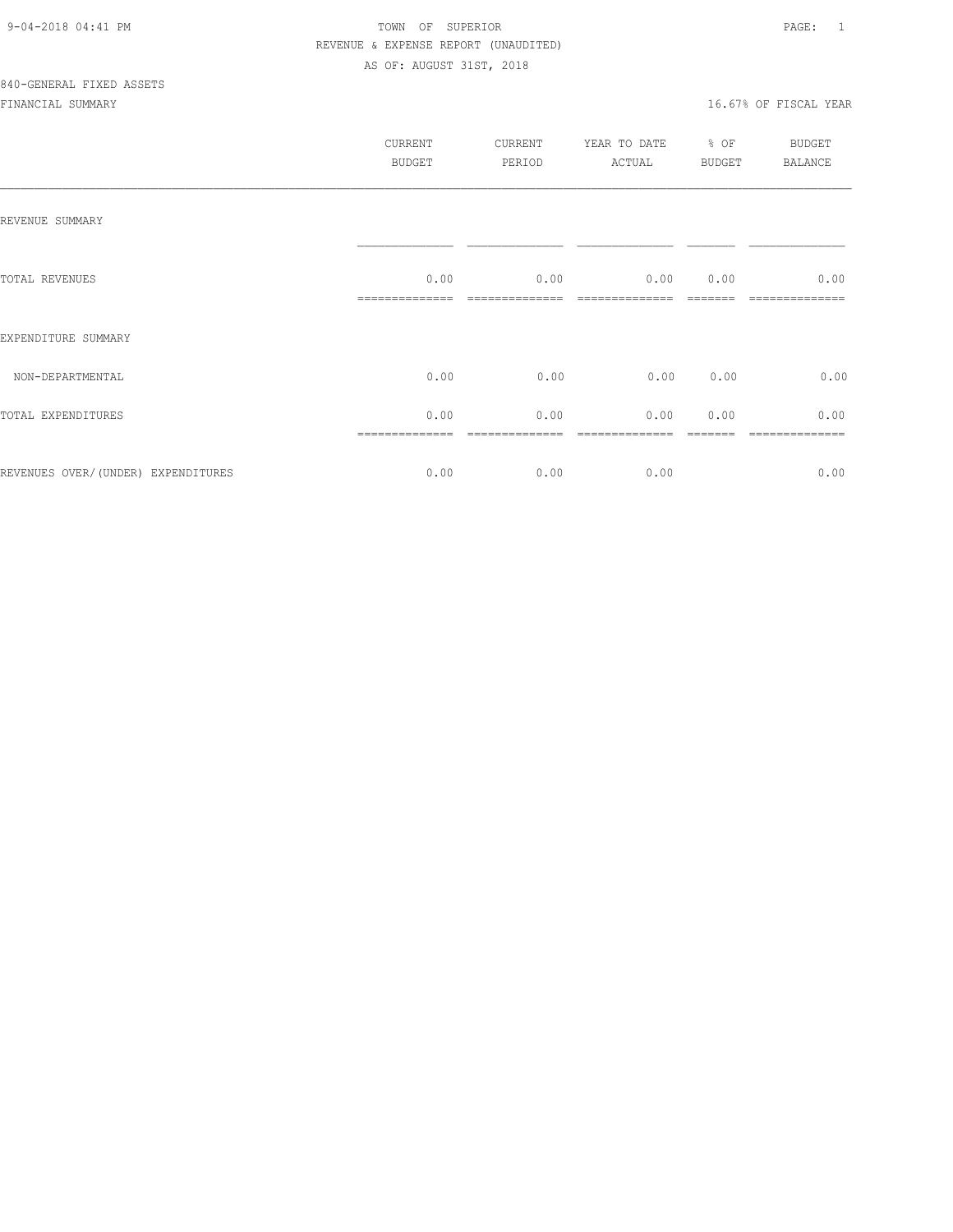TOWN OF SUPERIOR

REVENUE & EXPENSE REPORT (UNAUDITED)

AS OF: AUGUST 31ST, 2018

840-GENERAL FIXED ASSETS

FINANCIAL SUMMARY

16.67% OF FISCAL YEAR

| | CURRENT BUDGET | CURRENT PERIOD | YEAR TO DATE ACTUAL | % OF BUDGET | BUDGET BALANCE |
|---|---|---|---|---|---|
| REVENUE SUMMARY | | | | | |
| TOTAL REVENUES | 0.00 | 0.00 | 0.00 | 0.00 | 0.00 |
| EXPENDITURE SUMMARY | | | | | |
| NON-DEPARTMENTAL | 0.00 | 0.00 | 0.00 | 0.00 | 0.00 |
| TOTAL EXPENDITURES | 0.00 | 0.00 | 0.00 | 0.00 | 0.00 |
| REVENUES OVER/(UNDER) EXPENDITURES | 0.00 | 0.00 | 0.00 | | 0.00 |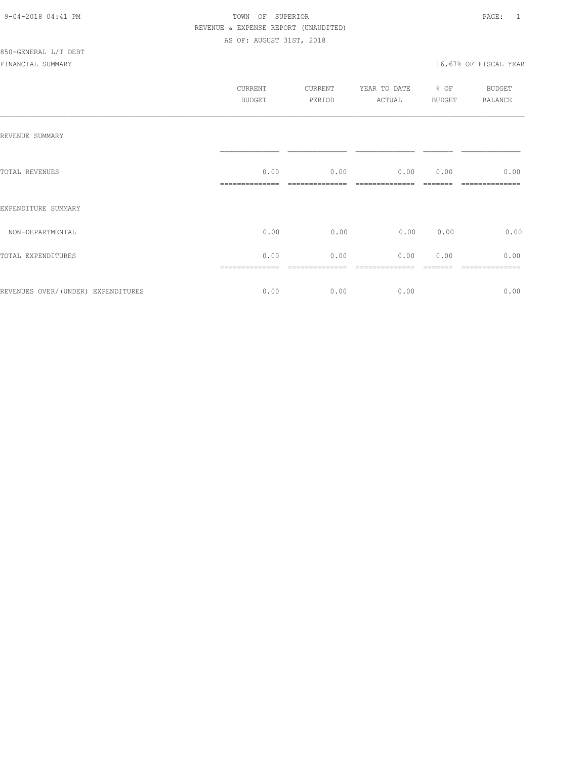9-04-2018 04:41 PM

# TOWN OF SUPERIOR

REVENUE & EXPENSE REPORT (UNAUDITED)

AS OF: AUGUST 31ST, 2018

850-GENERAL L/T DEBT

FINANCIAL SUMMARY

16.67% OF FISCAL YEAR

| | CURRENT BUDGET | CURRENT PERIOD | YEAR TO DATE ACTUAL | % OF BUDGET | BUDGET BALANCE |
|---|---|---|---|---|---|
| REVENUE SUMMARY | | | | | |
| TOTAL REVENUES | 0.00 | 0.00 | 0.00 | 0.00 | 0.00 |
| EXPENDITURE SUMMARY | | | | | |
| NON-DEPARTMENTAL | 0.00 | 0.00 | 0.00 | 0.00 | 0.00 |
| TOTAL EXPENDITURES | 0.00 | 0.00 | 0.00 | 0.00 | 0.00 |
| REVENUES OVER/(UNDER) EXPENDITURES | 0.00 | 0.00 | 0.00 | | 0.00 |